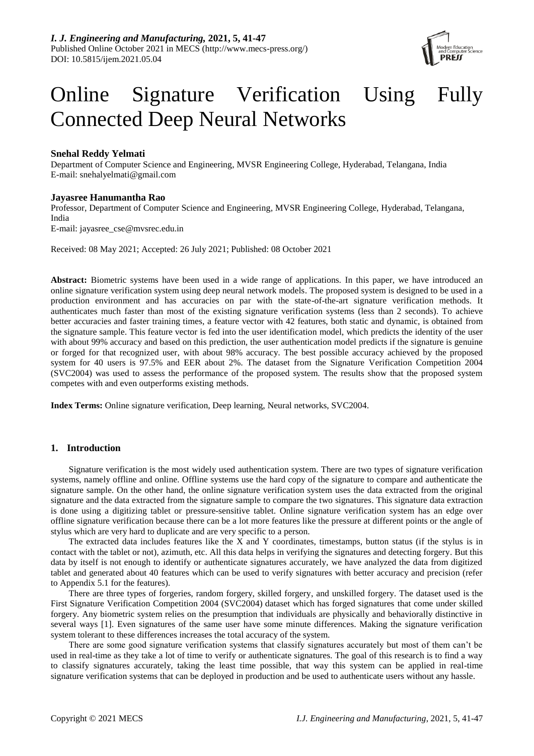# Online Signature Verification Using Fully Connected Deep Neural Networks

**Snehal Reddy Yelmati**

Department of Computer Science and Engineering, MVSR Engineering College, Hyderabad, Telangana, India
E-mail: snehalyelmati@gmail.com

**Jayasree Hanumantha Rao**

Professor, Department of Computer Science and Engineering, MVSR Engineering College, Hyderabad, Telangana, India
E-mail: jayasree_cse@mvsrec.edu.in

Received: 08 May 2021; Accepted: 26 July 2021; Published: 08 October 2021

**Abstract:** Biometric systems have been used in a wide range of applications. In this paper, we have introduced an online signature verification system using deep neural network models. The proposed system is designed to be used in a production environment and has accuracies on par with the state-of-the-art signature verification methods. It authenticates much faster than most of the existing signature verification systems (less than 2 seconds). To achieve better accuracies and faster training times, a feature vector with 42 features, both static and dynamic, is obtained from the signature sample. This feature vector is fed into the user identification model, which predicts the identity of the user with about 99% accuracy and based on this prediction, the user authentication model predicts if the signature is genuine or forged for that recognized user, with about 98% accuracy. The best possible accuracy achieved by the proposed system for 40 users is 97.5% and EER about 2%. The dataset from the Signature Verification Competition 2004 (SVC2004) was used to assess the performance of the proposed system. The results show that the proposed system competes with and even outperforms existing methods.

**Index Terms:** Online signature verification, Deep learning, Neural networks, SVC2004.

## 1. Introduction

Signature verification is the most widely used authentication system. There are two types of signature verification systems, namely offline and online. Offline systems use the hard copy of the signature to compare and authenticate the signature sample. On the other hand, the online signature verification system uses the data extracted from the original signature and the data extracted from the signature sample to compare the two signatures. This signature data extraction is done using a digitizing tablet or pressure-sensitive tablet. Online signature verification system has an edge over offline signature verification because there can be a lot more features like the pressure at different points or the angle of stylus which are very hard to duplicate and are very specific to a person.

The extracted data includes features like the X and Y coordinates, timestamps, button status (if the stylus is in contact with the tablet or not), azimuth, etc. All this data helps in verifying the signatures and detecting forgery. But this data by itself is not enough to identify or authenticate signatures accurately, we have analyzed the data from digitized tablet and generated about 40 features which can be used to verify signatures with better accuracy and precision (refer to Appendix 5.1 for the features).

There are three types of forgeries, random forgery, skilled forgery, and unskilled forgery. The dataset used is the First Signature Verification Competition 2004 (SVC2004) dataset which has forged signatures that come under skilled forgery. Any biometric system relies on the presumption that individuals are physically and behaviorally distinctive in several ways [1]. Even signatures of the same user have some minute differences. Making the signature verification system tolerant to these differences increases the total accuracy of the system.

There are some good signature verification systems that classify signatures accurately but most of them can't be used in real-time as they take a lot of time to verify or authenticate signatures. The goal of this research is to find a way to classify signatures accurately, taking the least time possible, that way this system can be applied in real-time signature verification systems that can be deployed in production and be used to authenticate users without any hassle.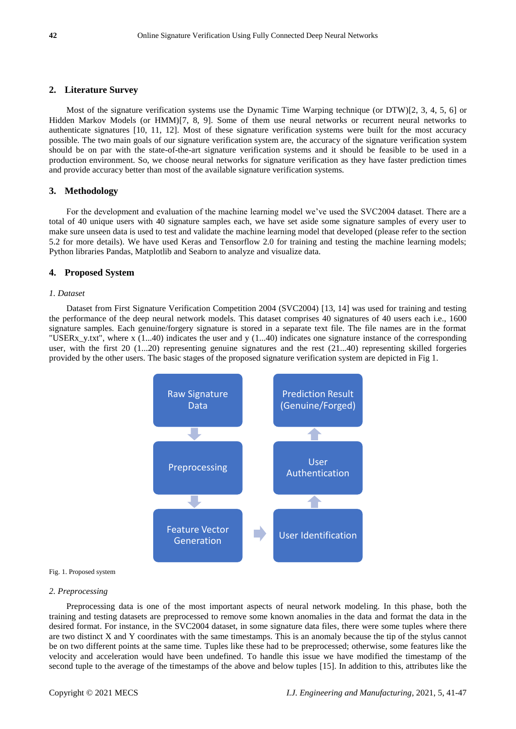## 2. Literature Survey

Most of the signature verification systems use the Dynamic Time Warping technique (or DTW)[2, 3, 4, 5, 6] or Hidden Markov Models (or HMM)[7, 8, 9]. Some of them use neural networks or recurrent neural networks to authenticate signatures [10, 11, 12]. Most of these signature verification systems were built for the most accuracy possible. The two main goals of our signature verification system are, the accuracy of the signature verification system should be on par with the state-of-the-art signature verification systems and it should be feasible to be used in a production environment. So, we choose neural networks for signature verification as they have faster prediction times and provide accuracy better than most of the available signature verification systems.

## 3. Methodology

For the development and evaluation of the machine learning model we've used the SVC2004 dataset. There are a total of 40 unique users with 40 signature samples each, we have set aside some signature samples of every user to make sure unseen data is used to test and validate the machine learning model that developed (please refer to the section 5.2 for more details). We have used Keras and Tensorflow 2.0 for training and testing the machine learning models; Python libraries Pandas, Matplotlib and Seaborn to analyze and visualize data.

## 4. Proposed System

### *1. Dataset*

Dataset from First Signature Verification Competition 2004 (SVC2004) [13, 14] was used for training and testing the performance of the deep neural network models. This dataset comprises 40 signatures of 40 users each i.e., 1600 signature samples. Each genuine/forgery signature is stored in a separate text file. The file names are in the format "USERx_y.txt", where x (1...40) indicates the user and y (1...40) indicates one signature instance of the corresponding user, with the first 20 (1...20) representing genuine signatures and the rest (21...40) representing skilled forgeries provided by the other users. The basic stages of the proposed signature verification system are depicted in Fig 1.

Raw Signature Data → Preprocessing → Feature Vector Generation → User Identification → User Authentication → Prediction Result (Genuine/Forged)

Fig. 1. Proposed system

### *2. Preprocessing*

Preprocessing data is one of the most important aspects of neural network modeling. In this phase, both the training and testing datasets are preprocessed to remove some known anomalies in the data and format the data in the desired format. For instance, in the SVC2004 dataset, in some signature data files, there were some tuples where there are two distinct X and Y coordinates with the same timestamps. This is an anomaly because the tip of the stylus cannot be on two different points at the same time. Tuples like these had to be preprocessed; otherwise, some features like the velocity and acceleration would have been undefined. To handle this issue we have modified the timestamp of the second tuple to the average of the timestamps of the above and below tuples [15]. In addition to this, attributes like the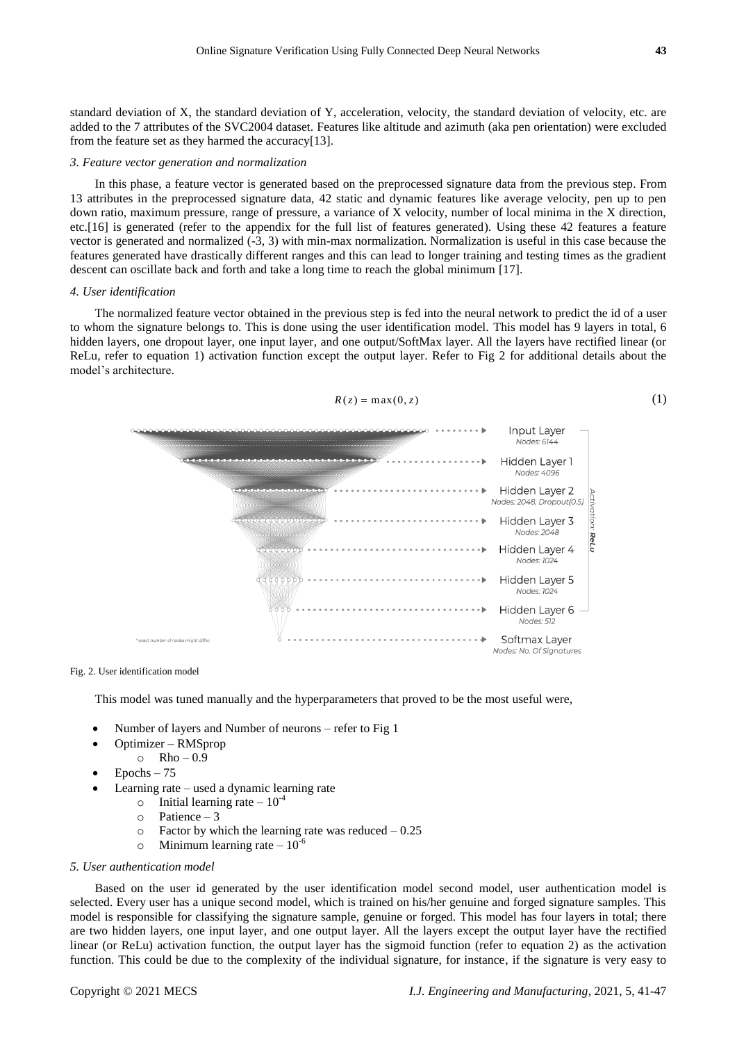standard deviation of X, the standard deviation of Y, acceleration, velocity, the standard deviation of velocity, etc. are added to the 7 attributes of the SVC2004 dataset. Features like altitude and azimuth (aka pen orientation) were excluded from the feature set as they harmed the accuracy[13].

*3. Feature vector generation and normalization*

In this phase, a feature vector is generated based on the preprocessed signature data from the previous step. From 13 attributes in the preprocessed signature data, 42 static and dynamic features like average velocity, pen up to pen down ratio, maximum pressure, range of pressure, a variance of X velocity, number of local minima in the X direction, etc.[16] is generated (refer to the appendix for the full list of features generated). Using these 42 features a feature vector is generated and normalized (-3, 3) with min-max normalization. Normalization is useful in this case because the features generated have drastically different ranges and this can lead to longer training and testing times as the gradient descent can oscillate back and forth and take a long time to reach the global minimum [17].

*4. User identification*

The normalized feature vector obtained in the previous step is fed into the neural network to predict the id of a user to whom the signature belongs to. This is done using the user identification model. This model has 9 layers in total, 6 hidden layers, one dropout layer, one input layer, and one output/SoftMax layer. All the layers have rectified linear (or ReLu, refer to equation 1) activation function except the output layer. Refer to Fig 2 for additional details about the model's architecture.

$$R(z) = \max(0, z) \tag{1}$$

Input Layer Nodes: 6144
Hidden Layer 1 Nodes: 4096
Hidden Layer 2 Nodes: 2048, Dropout(0.5)
Hidden Layer 3 Nodes: 2048
Hidden Layer 4 Nodes: 1024
Hidden Layer 5 Nodes: 1024
Hidden Layer 6 Nodes: 512
Softmax Layer Nodes: No. Of Signatures
Activation: ReLu
* exact number of nodes might differ.

Fig. 2. User identification model

This model was tuned manually and the hyperparameters that proved to be the most useful were,

- Number of layers and Number of neurons – refer to Fig 1
- Optimizer – RMSprop
  - Rho – 0.9
- Epochs – 75
- Learning rate – used a dynamic learning rate
  - Initial learning rate – $10^{-4}$
  - Patience – 3
  - Factor by which the learning rate was reduced – 0.25
  - Minimum learning rate – $10^{-6}$

*5. User authentication model*

Based on the user id generated by the user identification model second model, user authentication model is selected. Every user has a unique second model, which is trained on his/her genuine and forged signature samples. This model is responsible for classifying the signature sample, genuine or forged. This model has four layers in total; there are two hidden layers, one input layer, and one output layer. All the layers except the output layer have the rectified linear (or ReLu) activation function, the output layer has the sigmoid function (refer to equation 2) as the activation function. This could be due to the complexity of the individual signature, for instance, if the signature is very easy to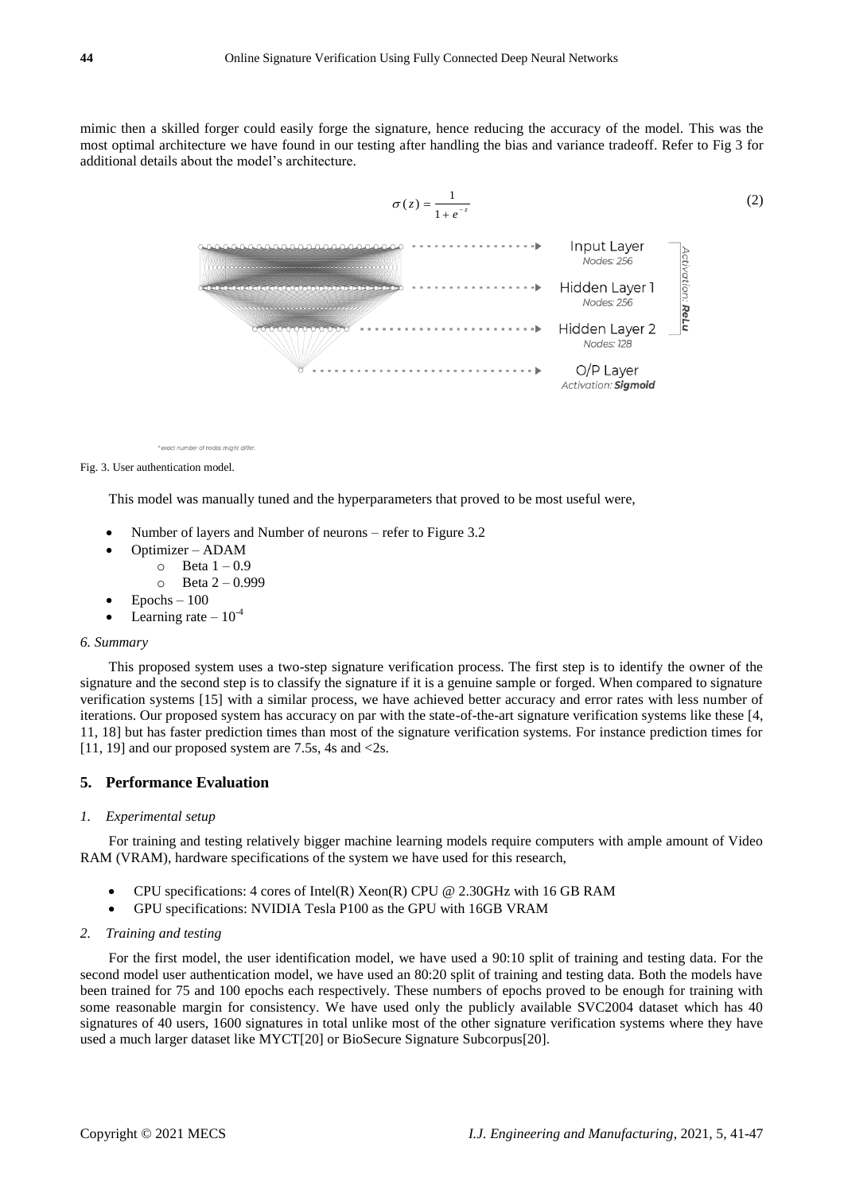mimic then a skilled forger could easily forge the signature, hence reducing the accuracy of the model. This was the most optimal architecture we have found in our testing after handling the bias and variance tradeoff. Refer to Fig 3 for additional details about the model's architecture.

$$\sigma(z) = \frac{1}{1 + e^{-z}} \tag{2}$$

Fig. 3. User authentication model.

This model was manually tuned and the hyperparameters that proved to be most useful were,

- Number of layers and Number of neurons – refer to Figure 3.2
- Optimizer – ADAM
  - Beta 1 – 0.9
  - Beta 2 – 0.999
- Epochs – 100
- Learning rate – $10^{-4}$

*6. Summary*

This proposed system uses a two-step signature verification process. The first step is to identify the owner of the signature and the second step is to classify the signature if it is a genuine sample or forged. When compared to signature verification systems [15] with a similar process, we have achieved better accuracy and error rates with less number of iterations. Our proposed system has accuracy on par with the state-of-the-art signature verification systems like these [4, 11, 18] but has faster prediction times than most of the signature verification systems. For instance prediction times for [11, 19] and our proposed system are 7.5s, 4s and <2s.

## 5. Performance Evaluation

*1. Experimental setup*

For training and testing relatively bigger machine learning models require computers with ample amount of Video RAM (VRAM), hardware specifications of the system we have used for this research,

- CPU specifications: 4 cores of Intel(R) Xeon(R) CPU @ 2.30GHz with 16 GB RAM
- GPU specifications: NVIDIA Tesla P100 as the GPU with 16GB VRAM

*2. Training and testing*

For the first model, the user identification model, we have used a 90:10 split of training and testing data. For the second model user authentication model, we have used an 80:20 split of training and testing data. Both the models have been trained for 75 and 100 epochs each respectively. These numbers of epochs proved to be enough for training with some reasonable margin for consistency. We have used only the publicly available SVC2004 dataset which has 40 signatures of 40 users, 1600 signatures in total unlike most of the other signature verification systems where they have used a much larger dataset like MYCT[20] or BioSecure Signature Subcorpus[20].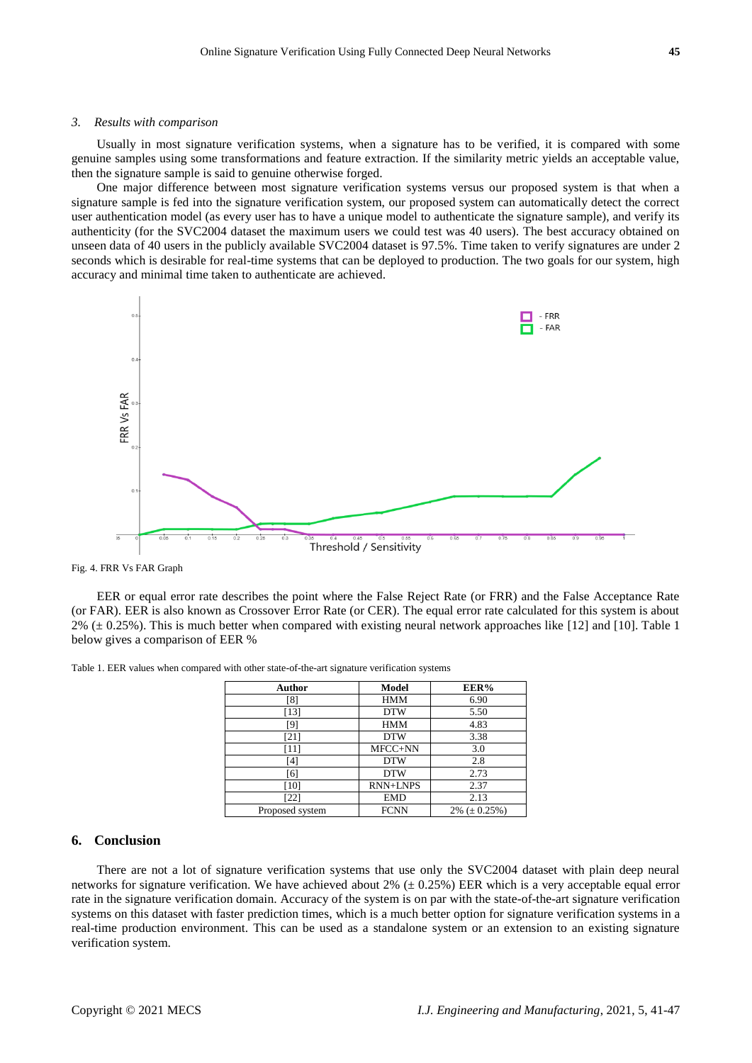*3. Results with comparison*

Usually in most signature verification systems, when a signature has to be verified, it is compared with some genuine samples using some transformations and feature extraction. If the similarity metric yields an acceptable value, then the signature sample is said to genuine otherwise forged.

One major difference between most signature verification systems versus our proposed system is that when a signature sample is fed into the signature verification system, our proposed system can automatically detect the correct user authentication model (as every user has to have a unique model to authenticate the signature sample), and verify its authenticity (for the SVC2004 dataset the maximum users we could test was 40 users). The best accuracy obtained on unseen data of 40 users in the publicly available SVC2004 dataset is 97.5%. Time taken to verify signatures are under 2 seconds which is desirable for real-time systems that can be deployed to production. The two goals for our system, high accuracy and minimal time taken to authenticate are achieved.

Fig. 4. FRR Vs FAR Graph

EER or equal error rate describes the point where the False Reject Rate (or FRR) and the False Acceptance Rate (or FAR). EER is also known as Crossover Error Rate (or CER). The equal error rate calculated for this system is about 2% (± 0.25%). This is much better when compared with existing neural network approaches like [12] and [10]. Table 1 below gives a comparison of EER %

Table 1. EER values when compared with other state-of-the-art signature verification systems

| Author | Model | EER% |
|---|---|---|
| [8] | HMM | 6.90 |
| [13] | DTW | 5.50 |
| [9] | HMM | 4.83 |
| [21] | DTW | 3.38 |
| [11] | MFCC+NN | 3.0 |
| [4] | DTW | 2.8 |
| [6] | DTW | 2.73 |
| [10] | RNN+LNPS | 2.37 |
| [22] | EMD | 2.13 |
| Proposed system | FCNN | 2% (± 0.25%) |

## 6. Conclusion

There are not a lot of signature verification systems that use only the SVC2004 dataset with plain deep neural networks for signature verification. We have achieved about 2% (± 0.25%) EER which is a very acceptable equal error rate in the signature verification domain. Accuracy of the system is on par with the state-of-the-art signature verification systems on this dataset with faster prediction times, which is a much better option for signature verification systems in a real-time production environment. This can be used as a standalone system or an extension to an existing signature verification system.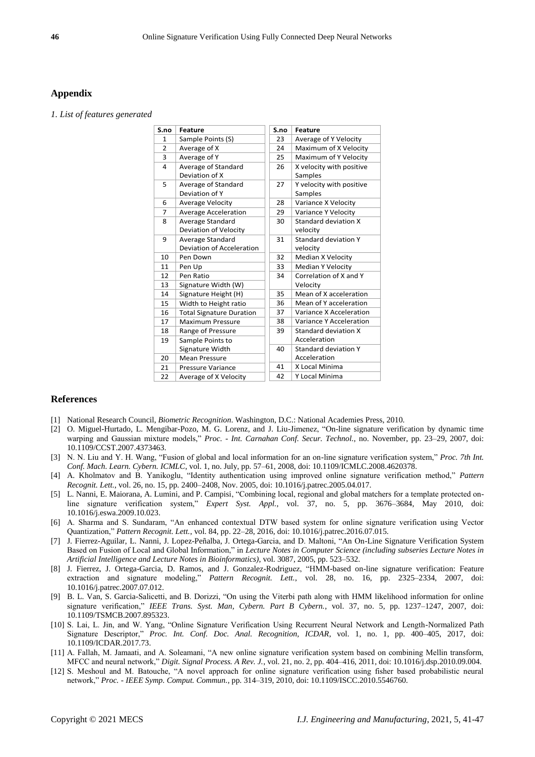## Appendix

*1. List of features generated*

| S.no | Feature | S.no | Feature |
|---|---|---|---|
| 1 | Sample Points (S) | 23 | Average of Y Velocity |
| 2 | Average of X | 24 | Maximum of X Velocity |
| 3 | Average of Y | 25 | Maximum of Y Velocity |
| 4 | Average of Standard Deviation of X | 26 | X velocity with positive Samples |
| 5 | Average of Standard Deviation of Y | 27 | Y velocity with positive Samples |
| 6 | Average Velocity | 28 | Variance X Velocity |
| 7 | Average Acceleration | 29 | Variance Y Velocity |
| 8 | Average Standard Deviation of Velocity | 30 | Standard deviation X velocity |
| 9 | Average Standard Deviation of Acceleration | 31 | Standard deviation Y velocity |
| 10 | Pen Down | 32 | Median X Velocity |
| 11 | Pen Up | 33 | Median Y Velocity |
| 12 | Pen Ratio | 34 | Correlation of X and Y Velocity |
| 13 | Signature Width (W) | | |
| 14 | Signature Height (H) | 35 | Mean of X acceleration |
| 15 | Width to Height ratio | 36 | Mean of Y acceleration |
| 16 | Total Signature Duration | 37 | Variance X Acceleration |
| 17 | Maximum Pressure | 38 | Variance Y Acceleration |
| 18 | Range of Pressure | 39 | Standard deviation X Acceleration |
| 19 | Sample Points to Signature Width | 40 | Standard deviation Y Acceleration |
| 20 | Mean Pressure | | |
| 21 | Pressure Variance | 41 | X Local Minima |
| 22 | Average of X Velocity | 42 | Y Local Minima |

## References

[1] National Research Council, *Biometric Recognition*. Washington, D.C.: National Academies Press, 2010.

[2] O. Miguel-Hurtado, L. Mengibar-Pozo, M. G. Lorenz, and J. Liu-Jimenez, "On-line signature verification by dynamic time warping and Gaussian mixture models," *Proc. - Int. Carnahan Conf. Secur. Technol.*, no. November, pp. 23–29, 2007, doi: 10.1109/CCST.2007.4373463.

[3] N. N. Liu and Y. H. Wang, "Fusion of global and local information for an on-line signature verification system," *Proc. 7th Int. Conf. Mach. Learn. Cybern. ICMLC*, vol. 1, no. July, pp. 57–61, 2008, doi: 10.1109/ICMLC.2008.4620378.

[4] A. Kholmatov and B. Yanikoglu, "Identity authentication using improved online signature verification method," *Pattern Recognit. Lett.*, vol. 26, no. 15, pp. 2400–2408, Nov. 2005, doi: 10.1016/j.patrec.2005.04.017.

[5] L. Nanni, E. Maiorana, A. Lumini, and P. Campisi, "Combining local, regional and global matchers for a template protected on-line signature verification system," *Expert Syst. Appl.*, vol. 37, no. 5, pp. 3676–3684, May 2010, doi: 10.1016/j.eswa.2009.10.023.

[6] A. Sharma and S. Sundaram, "An enhanced contextual DTW based system for online signature verification using Vector Quantization," *Pattern Recognit. Lett.*, vol. 84, pp. 22–28, 2016, doi: 10.1016/j.patrec.2016.07.015.

[7] J. Fierrez-Aguilar, L. Nanni, J. Lopez-Peñalba, J. Ortega-Garcia, and D. Maltoni, "An On-Line Signature Verification System Based on Fusion of Local and Global Information," in *Lecture Notes in Computer Science (including subseries Lecture Notes in Artificial Intelligence and Lecture Notes in Bioinformatics)*, vol. 3087, 2005, pp. 523–532.

[8] J. Fierrez, J. Ortega-Garcia, D. Ramos, and J. Gonzalez-Rodriguez, "HMM-based on-line signature verification: Feature extraction and signature modeling," *Pattern Recognit. Lett.*, vol. 28, no. 16, pp. 2325–2334, 2007, doi: 10.1016/j.patrec.2007.07.012.

[9] B. L. Van, S. Garcia-Salicetti, and B. Dorizzi, "On using the Viterbi path along with HMM likelihood information for online signature verification," *IEEE Trans. Syst. Man, Cybern. Part B Cybern.*, vol. 37, no. 5, pp. 1237–1247, 2007, doi: 10.1109/TSMCB.2007.895323.

[10] S. Lai, L. Jin, and W. Yang, "Online Signature Verification Using Recurrent Neural Network and Length-Normalized Path Signature Descriptor," *Proc. Int. Conf. Doc. Anal. Recognition, ICDAR*, vol. 1, no. 1, pp. 400–405, 2017, doi: 10.1109/ICDAR.2017.73.

[11] A. Fallah, M. Jamaati, and A. Soleamani, "A new online signature verification system based on combining Mellin transform, MFCC and neural network," *Digit. Signal Process. A Rev. J.*, vol. 21, no. 2, pp. 404–416, 2011, doi: 10.1016/j.dsp.2010.09.004.

[12] S. Meshoul and M. Batouche, "A novel approach for online signature verification using fisher based probabilistic neural network," *Proc. - IEEE Symp. Comput. Commun.*, pp. 314–319, 2010, doi: 10.1109/ISCC.2010.5546760.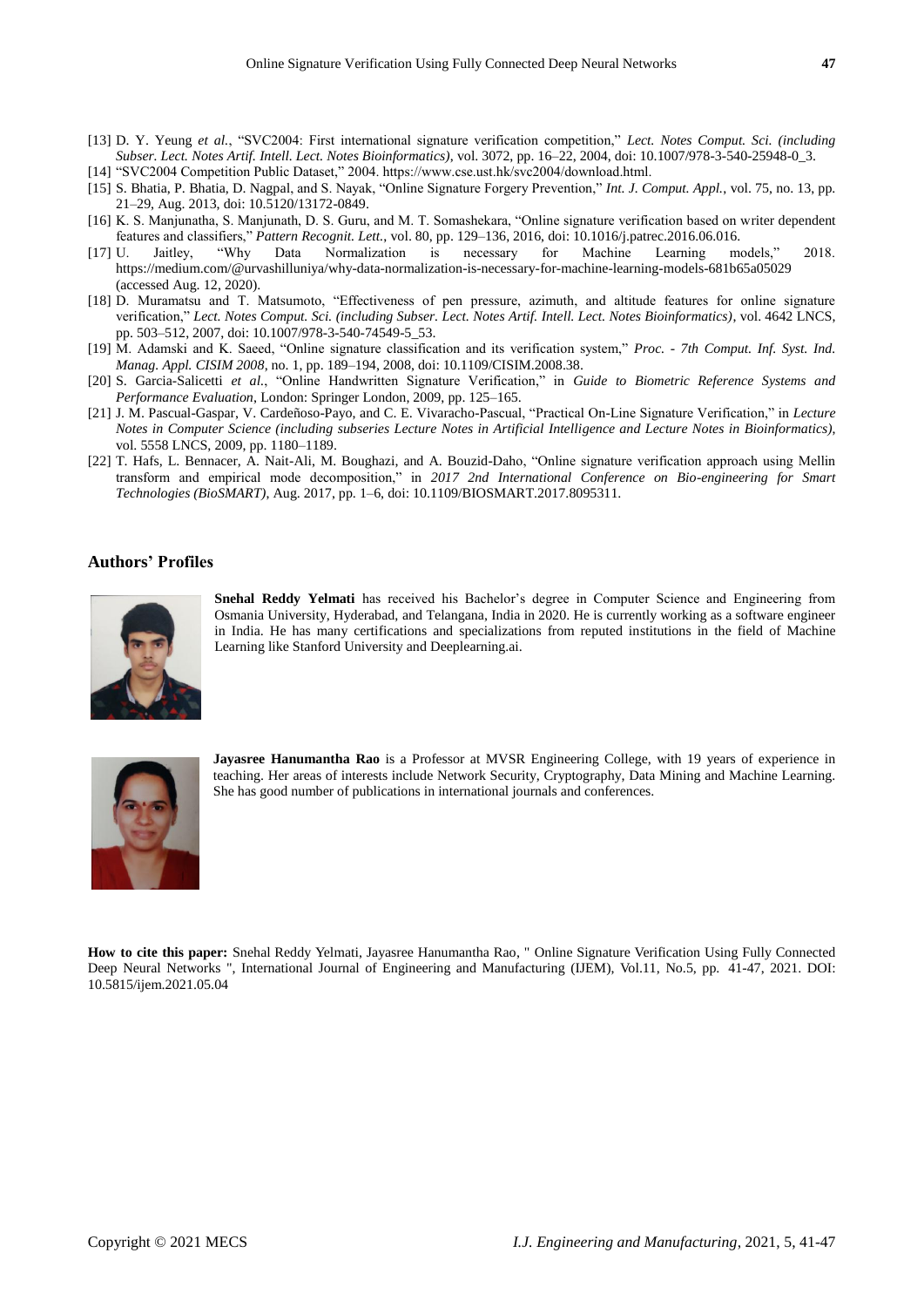[13] D. Y. Yeung *et al.*, "SVC2004: First international signature verification competition," *Lect. Notes Comput. Sci. (including Subser. Lect. Notes Artif. Intell. Lect. Notes Bioinformatics)*, vol. 3072, pp. 16–22, 2004, doi: 10.1007/978-3-540-25948-0_3.

[14] "SVC2004 Competition Public Dataset," 2004. https://www.cse.ust.hk/svc2004/download.html.

[15] S. Bhatia, P. Bhatia, D. Nagpal, and S. Nayak, "Online Signature Forgery Prevention," *Int. J. Comput. Appl.*, vol. 75, no. 13, pp. 21–29, Aug. 2013, doi: 10.5120/13172-0849.

[16] K. S. Manjunatha, S. Manjunath, D. S. Guru, and M. T. Somashekara, "Online signature verification based on writer dependent features and classifiers," *Pattern Recognit. Lett.*, vol. 80, pp. 129–136, 2016, doi: 10.1016/j.patrec.2016.06.016.

[17] U. Jaitley, "Why Data Normalization is necessary for Machine Learning models," 2018. https://medium.com/@urvashilluniya/why-data-normalization-is-necessary-for-machine-learning-models-681b65a05029 (accessed Aug. 12, 2020).

[18] D. Muramatsu and T. Matsumoto, "Effectiveness of pen pressure, azimuth, and altitude features for online signature verification," *Lect. Notes Comput. Sci. (including Subser. Lect. Notes Artif. Intell. Lect. Notes Bioinformatics)*, vol. 4642 LNCS, pp. 503–512, 2007, doi: 10.1007/978-3-540-74549-5_53.

[19] M. Adamski and K. Saeed, "Online signature classification and its verification system," *Proc. - 7th Comput. Inf. Syst. Ind. Manag. Appl. CISIM 2008*, no. 1, pp. 189–194, 2008, doi: 10.1109/CISIM.2008.38.

[20] S. Garcia-Salicetti *et al.*, "Online Handwritten Signature Verification," in *Guide to Biometric Reference Systems and Performance Evaluation*, London: Springer London, 2009, pp. 125–165.

[21] J. M. Pascual-Gaspar, V. Cardeñoso-Payo, and C. E. Vivaracho-Pascual, "Practical On-Line Signature Verification," in *Lecture Notes in Computer Science (including subseries Lecture Notes in Artificial Intelligence and Lecture Notes in Bioinformatics)*, vol. 5558 LNCS, 2009, pp. 1180–1189.

[22] T. Hafs, L. Bennacer, A. Nait-Ali, M. Boughazi, and A. Bouzid-Daho, "Online signature verification approach using Mellin transform and empirical mode decomposition," in *2017 2nd International Conference on Bio-engineering for Smart Technologies (BioSMART)*, Aug. 2017, pp. 1–6, doi: 10.1109/BIOSMART.2017.8095311.

## Authors' Profiles

**Snehal Reddy Yelmati** has received his Bachelor's degree in Computer Science and Engineering from Osmania University, Hyderabad, and Telangana, India in 2020. He is currently working as a software engineer in India. He has many certifications and specializations from reputed institutions in the field of Machine Learning like Stanford University and Deeplearning.ai.

**Jayasree Hanumantha Rao** is a Professor at MVSR Engineering College, with 19 years of experience in teaching. Her areas of interests include Network Security, Cryptography, Data Mining and Machine Learning. She has good number of publications in international journals and conferences.

**How to cite this paper:** Snehal Reddy Yelmati, Jayasree Hanumantha Rao, " Online Signature Verification Using Fully Connected Deep Neural Networks ", International Journal of Engineering and Manufacturing (IJEM), Vol.11, No.5, pp. 41-47, 2021. DOI: 10.5815/ijem.2021.05.04